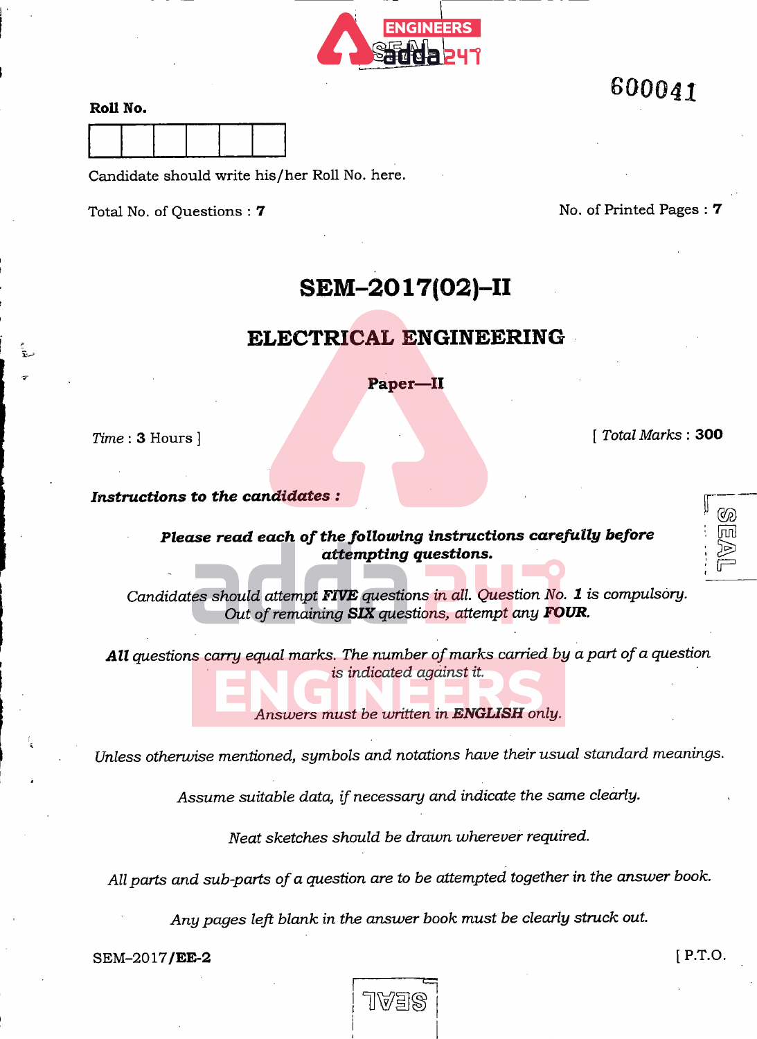600041

**Roll No.**

| | | | | | |
|---|---|---|---|---|---|
| | | | | | |

Candidate should write his/her Roll No. here.

Total No. of Questions : **7**

No. of Printed Pages : **7**

# SEM–2017(02)–II

## ELECTRICAL ENGINEERING

### Paper—II

*Time* : **3** Hours ]

[ *Total Marks* : **300**

***Instructions to the candidates :***

***Please read each of the following instructions carefully before attempting questions.***

*Candidates should attempt **FIVE** questions in all. Question No. **1** is compulsory. Out of remaining **SIX** questions, attempt any **FOUR**.*

***All** questions carry equal marks. The number of marks carried by a part of a question is indicated against it.*

*Answers must be written in **ENGLISH** only.*

*Unless otherwise mentioned, symbols and notations have their usual standard meanings.*

*Assume suitable data, if necessary and indicate the same clearly.*

*Neat sketches should be drawn wherever required.*

*All parts and sub-parts of a question are to be attempted together in the answer book.*

*Any pages left blank in the answer book must be clearly struck out.*

SEM–2017/**EE-2**

[ P.T.O.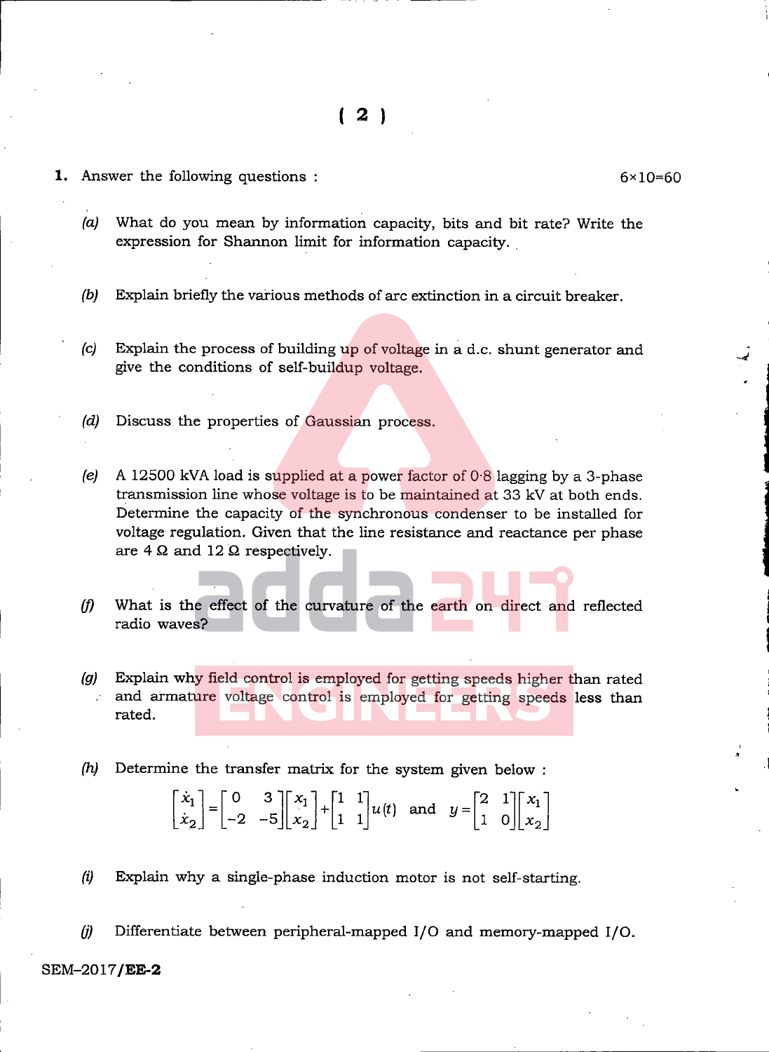**1.** Answer the following questions : 6×10=60

*(a)* What do you mean by information capacity, bits and bit rate? Write the expression for Shannon limit for information capacity.

*(b)* Explain briefly the various methods of arc extinction in a circuit breaker.

*(c)* Explain the process of building up of voltage in a d.c. shunt generator and give the conditions of self-buildup voltage.

*(d)* Discuss the properties of Gaussian process.

*(e)* A 12500 kVA load is supplied at a power factor of 0·8 lagging by a 3-phase transmission line whose voltage is to be maintained at 33 kV at both ends. Determine the capacity of the synchronous condenser to be installed for voltage regulation. Given that the line resistance and reactance per phase are 4 Ω and 12 Ω respectively.

*(f)* What is the effect of the curvature of the earth on direct and reflected radio waves?

*(g)* Explain why field control is employed for getting speeds higher than rated and armature voltage control is employed for getting speeds less than rated.

*(h)* Determine the transfer matrix for the system given below :

$$\begin{bmatrix} \dot{x}_1 \\ \dot{x}_2 \end{bmatrix} = \begin{bmatrix} 0 & 3 \\ -2 & -5 \end{bmatrix} \begin{bmatrix} x_1 \\ x_2 \end{bmatrix} + \begin{bmatrix} 1 & 1 \\ 1 & 1 \end{bmatrix} u(t) \quad \text{and} \quad y = \begin{bmatrix} 2 & 1 \\ 1 & 0 \end{bmatrix} \begin{bmatrix} x_1 \\ x_2 \end{bmatrix}$$

*(i)* Explain why a single-phase induction motor is not self-starting.

*(j)* Differentiate between peripheral-mapped I/O and memory-mapped I/O.

SEM–2017/**EE-2**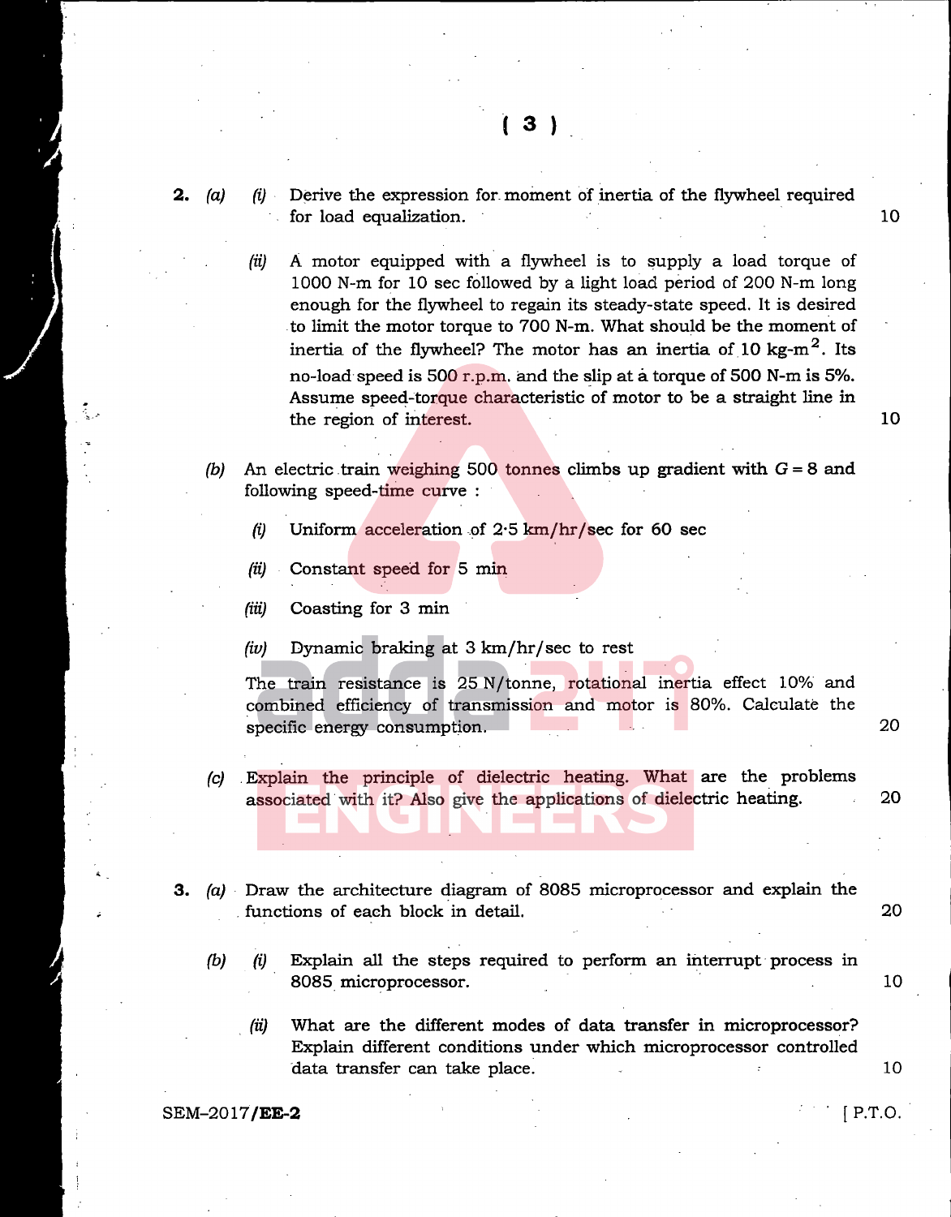**2.** *(a)* *(i)* Derive the expression for moment of inertia of the flywheel required for load equalization. 10

*(ii)* A motor equipped with a flywheel is to supply a load torque of 1000 N-m for 10 sec followed by a light load period of 200 N-m long enough for the flywheel to regain its steady-state speed. It is desired to limit the motor torque to 700 N-m. What should be the moment of inertia of the flywheel? The motor has an inertia of 10 kg-$m^2$. Its no-load speed is 500 r.p.m. and the slip at a torque of 500 N-m is 5%. Assume speed-torque characteristic of motor to be a straight line in the region of interest. 10

*(b)* An electric train weighing 500 tonnes climbs up gradient with $G = 8$ and following speed-time curve :

*(i)* Uniform acceleration of 2·5 km/hr/sec for 60 sec

*(ii)* Constant speed for 5 min

*(iii)* Coasting for 3 min

*(iv)* Dynamic braking at 3 km/hr/sec to rest

The train resistance is 25 N/tonne, rotational inertia effect 10% and combined efficiency of transmission and motor is 80%. Calculate the specific energy consumption. 20

*(c)* Explain the principle of dielectric heating. What are the problems associated with it? Also give the applications of dielectric heating. 20

**3.** *(a)* Draw the architecture diagram of 8085 microprocessor and explain the functions of each block in detail. 20

*(b)* *(i)* Explain all the steps required to perform an interrupt process in 8085 microprocessor. 10

*(ii)* What are the different modes of data transfer in microprocessor? Explain different conditions under which microprocessor controlled data transfer can take place. 10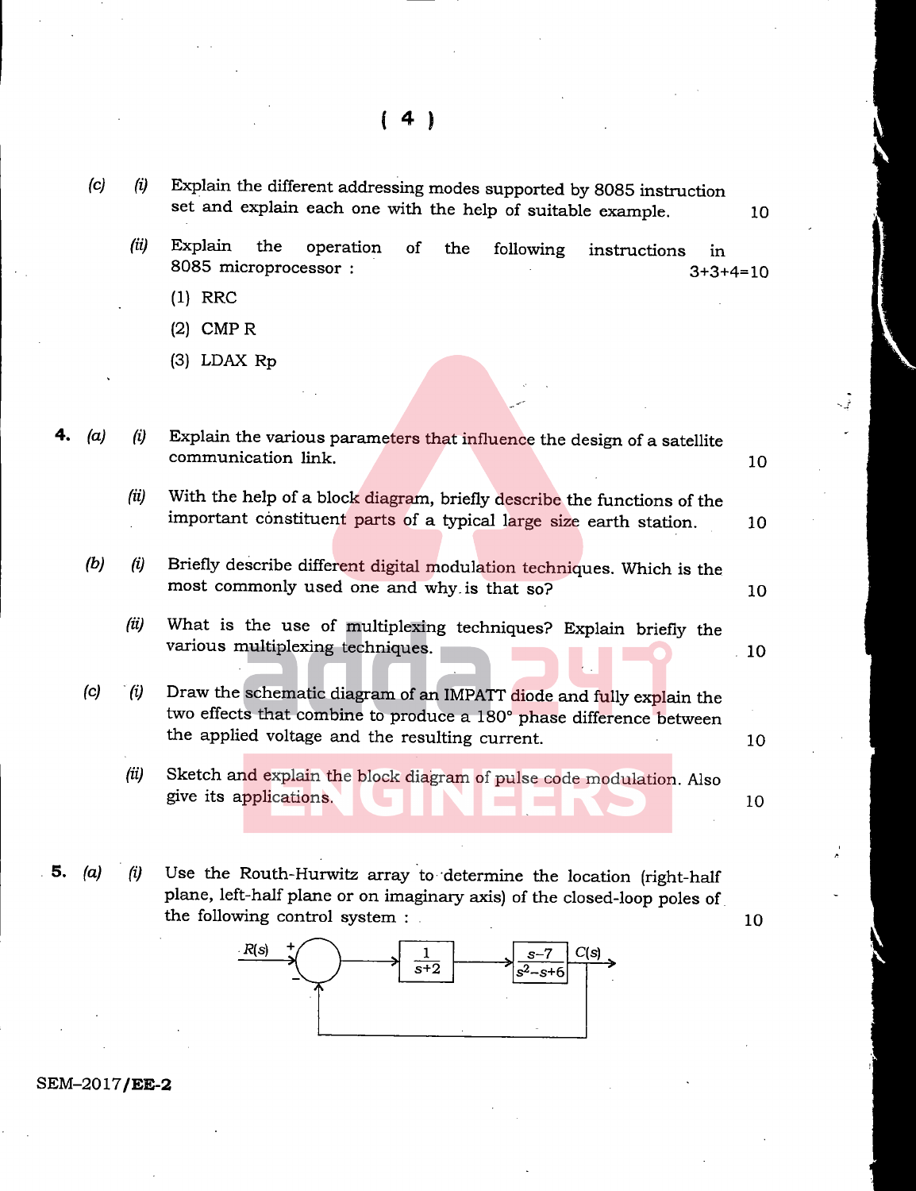(c) (i) Explain the different addressing modes supported by 8085 instruction set and explain each one with the help of suitable example. 10

(ii) Explain the operation of the following instructions in 8085 microprocessor : 3+3+4=10

(1) RRC

(2) CMP R

(3) LDAX Rp

**4.** (a) (i) Explain the various parameters that influence the design of a satellite communication link. 10

(ii) With the help of a block diagram, briefly describe the functions of the important constituent parts of a typical large size earth station. 10

(b) (i) Briefly describe different digital modulation techniques. Which is the most commonly used one and why is that so? 10

(ii) What is the use of multiplexing techniques? Explain briefly the various multiplexing techniques. 10

(c) (i) Draw the schematic diagram of an IMPATT diode and fully explain the two effects that combine to produce a 180° phase difference between the applied voltage and the resulting current. 10

(ii) Sketch and explain the block diagram of pulse code modulation. Also give its applications. 10

**5.** (a) (i) Use the Routh-Hurwitz array to determine the location (right-half plane, left-half plane or on imaginary axis) of the closed-loop poles of the following control system : 10

$R(s)$ → (+/−) → $\frac{1}{s+2}$ → $\frac{s-7}{s^2-s+6}$ → $C(s)$ (unity negative feedback)

SEM–2017/**EE-2**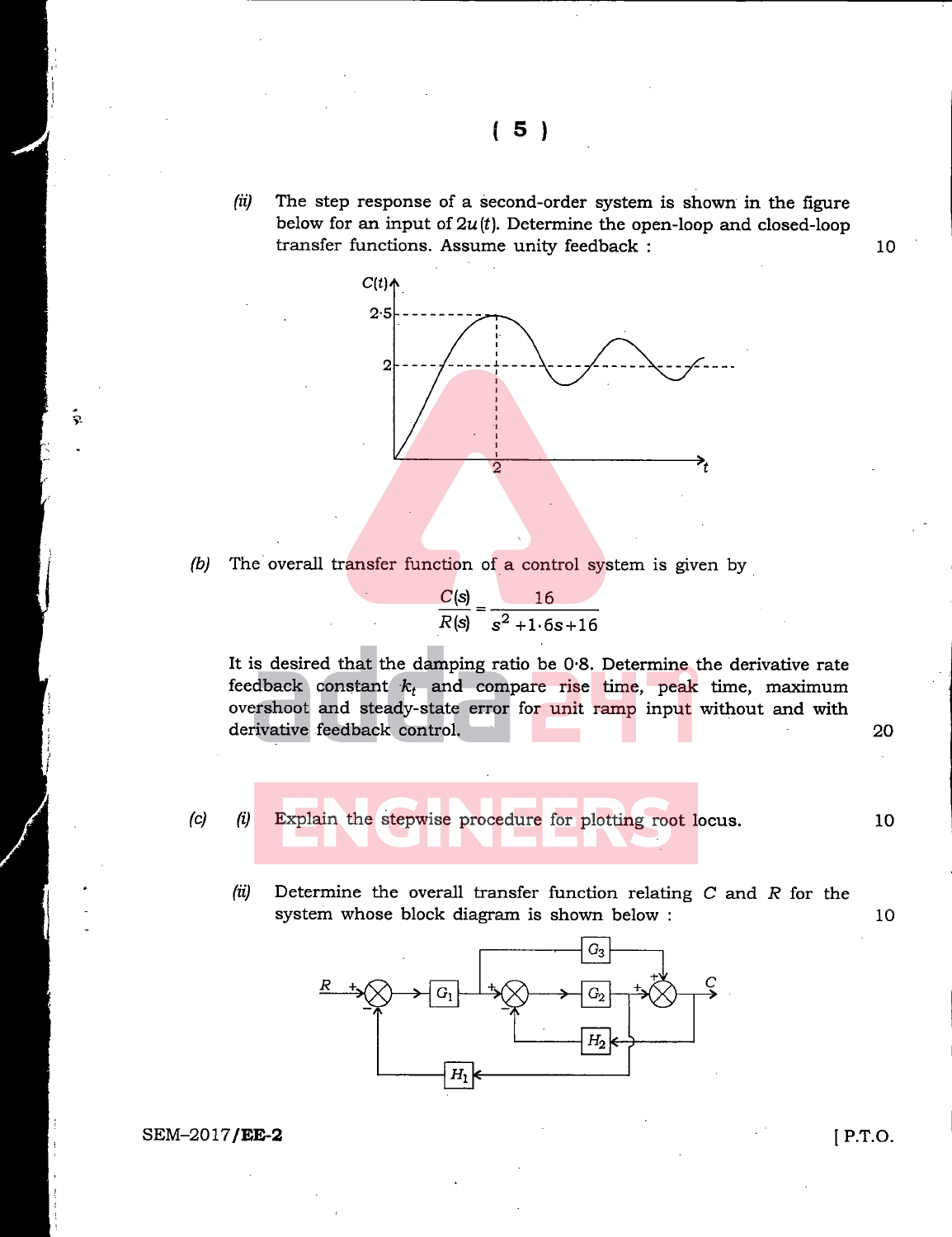(ii) The step response of a second-order system is shown in the figure below for an input of $2u(t)$. Determine the open-loop and closed-loop transfer functions. Assume unity feedback : 10

(b) The overall transfer function of a control system is given by

$$\frac{C(s)}{R(s)} = \frac{16}{s^2 + 1 \cdot 6s + 16}$$

It is desired that the damping ratio be 0·8. Determine the derivative rate feedback constant $k_t$ and compare rise time, peak time, maximum overshoot and steady-state error for unit ramp input without and with derivative feedback control. 20

(c) (i) Explain the stepwise procedure for plotting root locus. 10

(ii) Determine the overall transfer function relating $C$ and $R$ for the system whose block diagram is shown below : 10

SEM–2017/**EE-2**

[ P.T.O.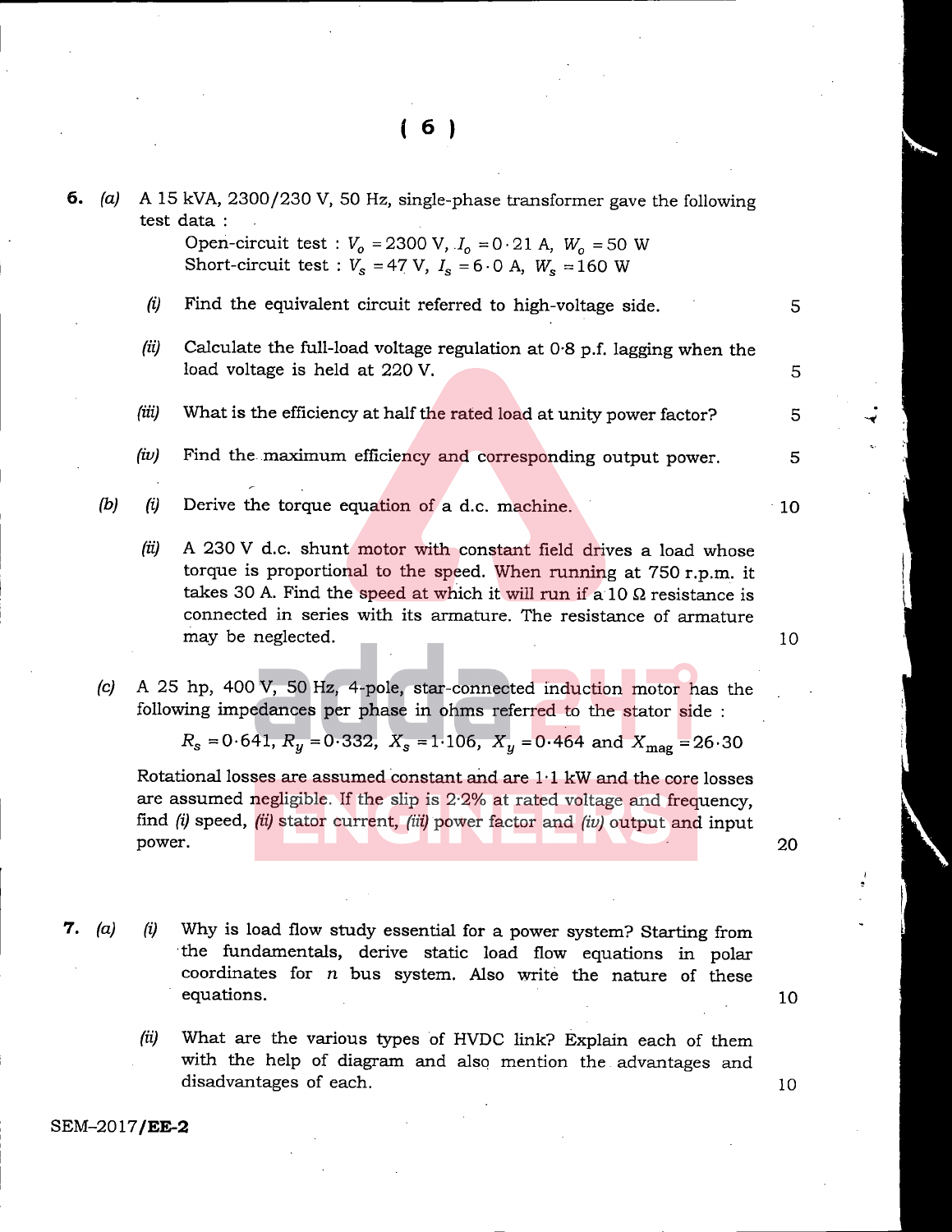**6.** (a) A 15 kVA, 2300/230 V, 50 Hz, single-phase transformer gave the following test data :

Open-circuit test : $V_o = 2300$ V, $I_o = 0 \cdot 21$ A, $W_o = 50$ W
Short-circuit test : $V_s = 47$ V, $I_s = 6 \cdot 0$ A, $W_s = 160$ W

(i) Find the equivalent circuit referred to high-voltage side. 5

(ii) Calculate the full-load voltage regulation at 0·8 p.f. lagging when the load voltage is held at 220 V. 5

(iii) What is the efficiency at half the rated load at unity power factor? 5

(iv) Find the maximum efficiency and corresponding output power. 5

(b) (i) Derive the torque equation of a d.c. machine. 10

(ii) A 230 V d.c. shunt motor with constant field drives a load whose torque is proportional to the speed. When running at 750 r.p.m. it takes 30 A. Find the speed at which it will run if a 10 Ω resistance is connected in series with its armature. The resistance of armature may be neglected. 10

(c) A 25 hp, 400 V, 50 Hz, 4-pole, star-connected induction motor has the following impedances per phase in ohms referred to the stator side :

$$R_s = 0 \cdot 641,\ R_y = 0 \cdot 332,\ X_s = 1 \cdot 106,\ X_y = 0 \cdot 464 \text{ and } X_{mag} = 26 \cdot 30$$

Rotational losses are assumed constant and are 1·1 kW and the core losses are assumed negligible. If the slip is 2·2% at rated voltage and frequency, find (i) speed, (ii) stator current, (iii) power factor and (iv) output and input power. 20

**7.** (a) (i) Why is load flow study essential for a power system? Starting from the fundamentals, derive static load flow equations in polar coordinates for $n$ bus system. Also write the nature of these equations. 10

(ii) What are the various types of HVDC link? Explain each of them with the help of diagram and also mention the advantages and disadvantages of each. 10

SEM–2017/**EE-2**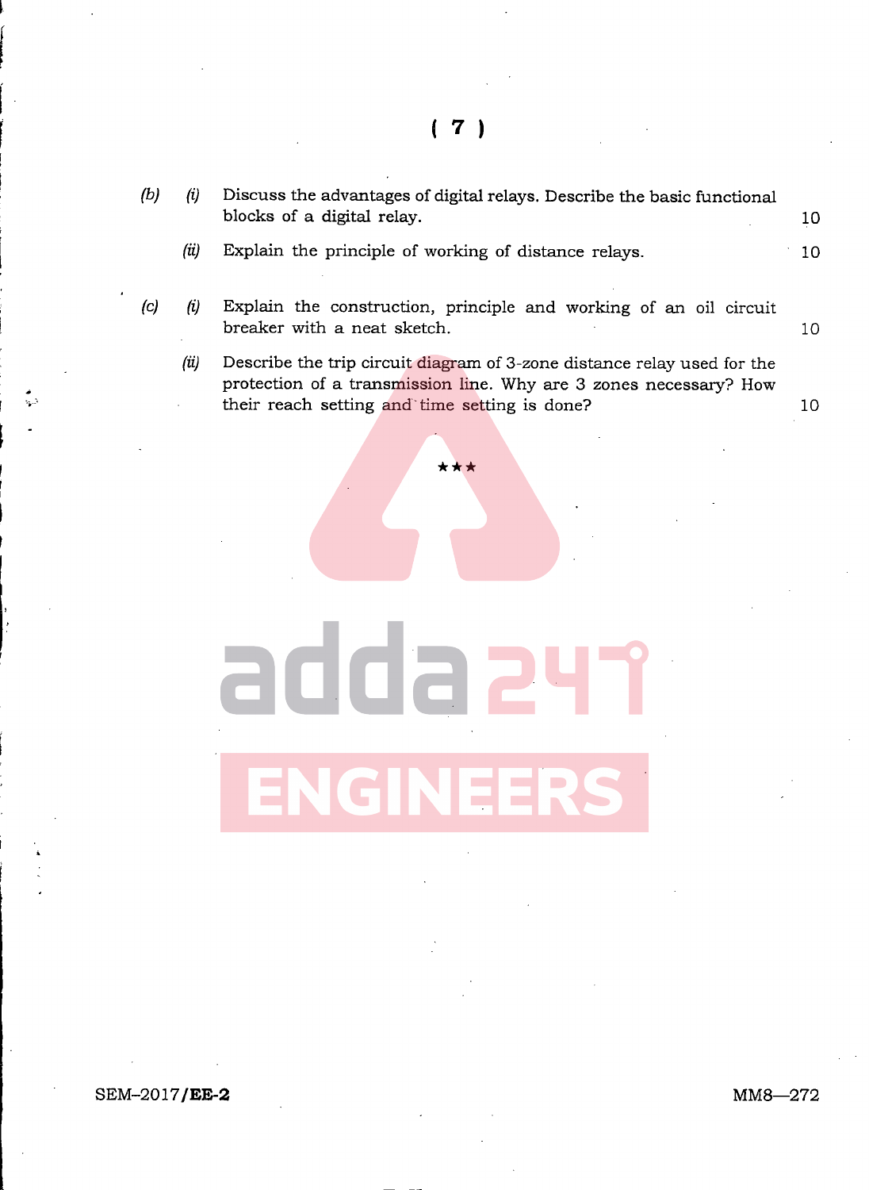(b) (i) Discuss the advantages of digital relays. Describe the basic functional blocks of a digital relay. 10

(ii) Explain the principle of working of distance relays. 10

(c) (i) Explain the construction, principle and working of an oil circuit breaker with a neat sketch. 10

(ii) Describe the trip circuit diagram of 3-zone distance relay used for the protection of a transmission line. Why are 3 zones necessary? How their reach setting and time setting is done? 10

★★★